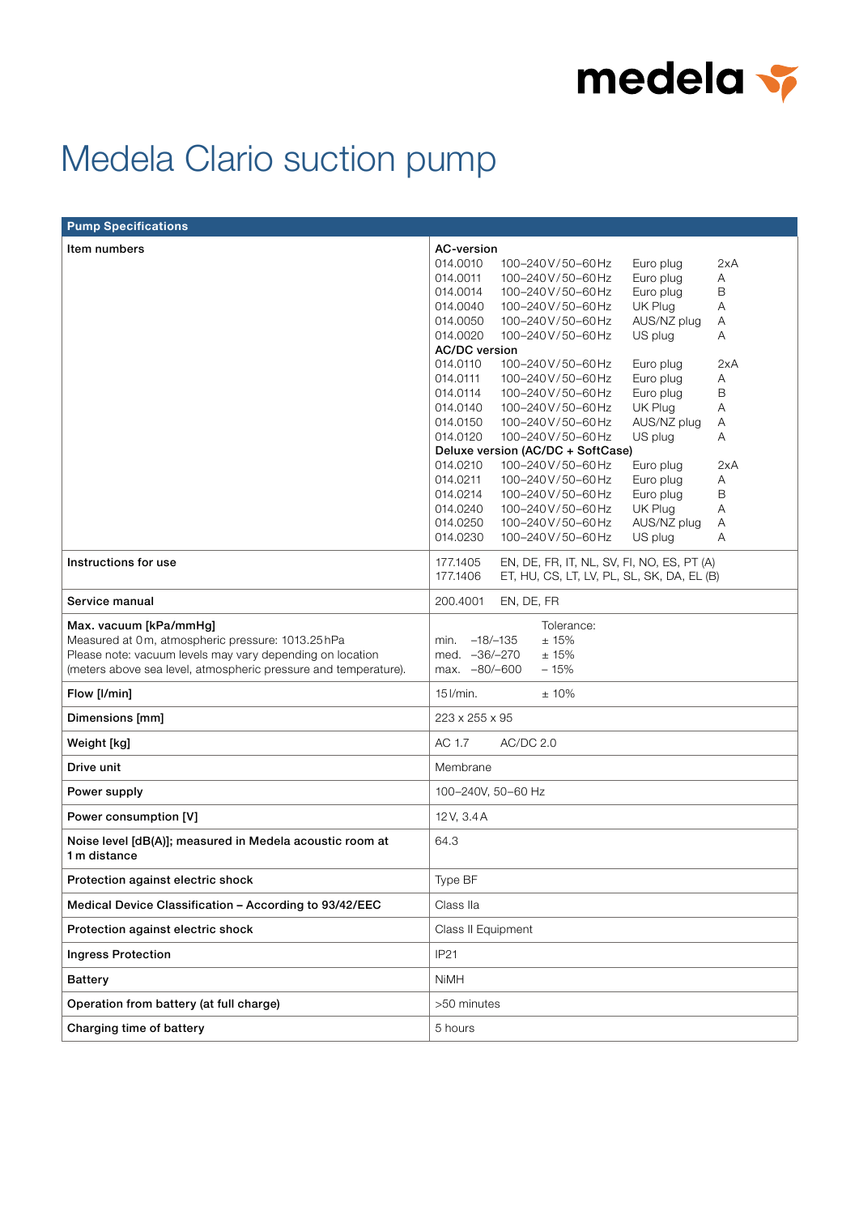medela

# Medela Clario suction pump

| Pump Specifications | |
|---|---|
| Item numbers | **AC-version**<br>014.0010 100–240 V / 50–60 Hz Euro plug 2xA<br>014.0011 100–240 V / 50–60 Hz Euro plug A<br>014.0014 100–240 V / 50–60 Hz Euro plug B<br>014.0040 100–240 V / 50–60 Hz UK Plug A<br>014.0050 100–240 V / 50–60 Hz AUS/NZ plug A<br>014.0020 100–240 V / 50–60 Hz US plug A<br>**AC/DC version**<br>014.0110 100–240 V / 50–60 Hz Euro plug 2xA<br>014.0111 100–240 V / 50–60 Hz Euro plug A<br>014.0114 100–240 V / 50–60 Hz Euro plug B<br>014.0140 100–240 V / 50–60 Hz UK Plug A<br>014.0150 100–240 V / 50–60 Hz AUS/NZ plug A<br>014.0120 100–240 V / 50–60 Hz US plug A<br>**Deluxe version (AC/DC + SoftCase)**<br>014.0210 100–240 V / 50–60 Hz Euro plug 2xA<br>014.0211 100–240 V / 50–60 Hz Euro plug A<br>014.0214 100–240 V / 50–60 Hz Euro plug B<br>014.0240 100–240 V / 50–60 Hz UK Plug A<br>014.0250 100–240 V / 50–60 Hz AUS/NZ plug A<br>014.0230 100–240 V / 50–60 Hz US plug A |
| Instructions for use | 177.1405 EN, DE, FR, IT, NL, SV, FI, NO, ES, PT (A)<br>177.1406 ET, HU, CS, LT, LV, PL, SL, SK, DA, EL (B) |
| Service manual | 200.4001 EN, DE, FR |
| Max. vacuum [kPa/mmHg]<br>Measured at 0 m, atmospheric pressure: 1013.25 hPa<br>Please note: vacuum levels may vary depending on location (meters above sea level, atmospheric pressure and temperature). | Tolerance:<br>min. –18/–135 ± 15%<br>med. –36/–270 ± 15%<br>max. –80/–600 – 15% |
| Flow [l/min] | 15 l/min. ± 10% |
| Dimensions [mm] | 223 x 255 x 95 |
| Weight [kg] | AC 1.7 AC/DC 2.0 |
| Drive unit | Membrane |
| Power supply | 100–240V, 50–60 Hz |
| Power consumption [V] | 12 V, 3.4 A |
| Noise level [dB(A)]; measured in Medela acoustic room at 1 m distance | 64.3 |
| Protection against electric shock | Type BF |
| Medical Device Classification – According to 93/42/EEC | Class IIa |
| Protection against electric shock | Class II Equipment |
| Ingress Protection | IP21 |
| Battery | NiMH |
| Operation from battery (at full charge) | >50 minutes |
| Charging time of battery | 5 hours |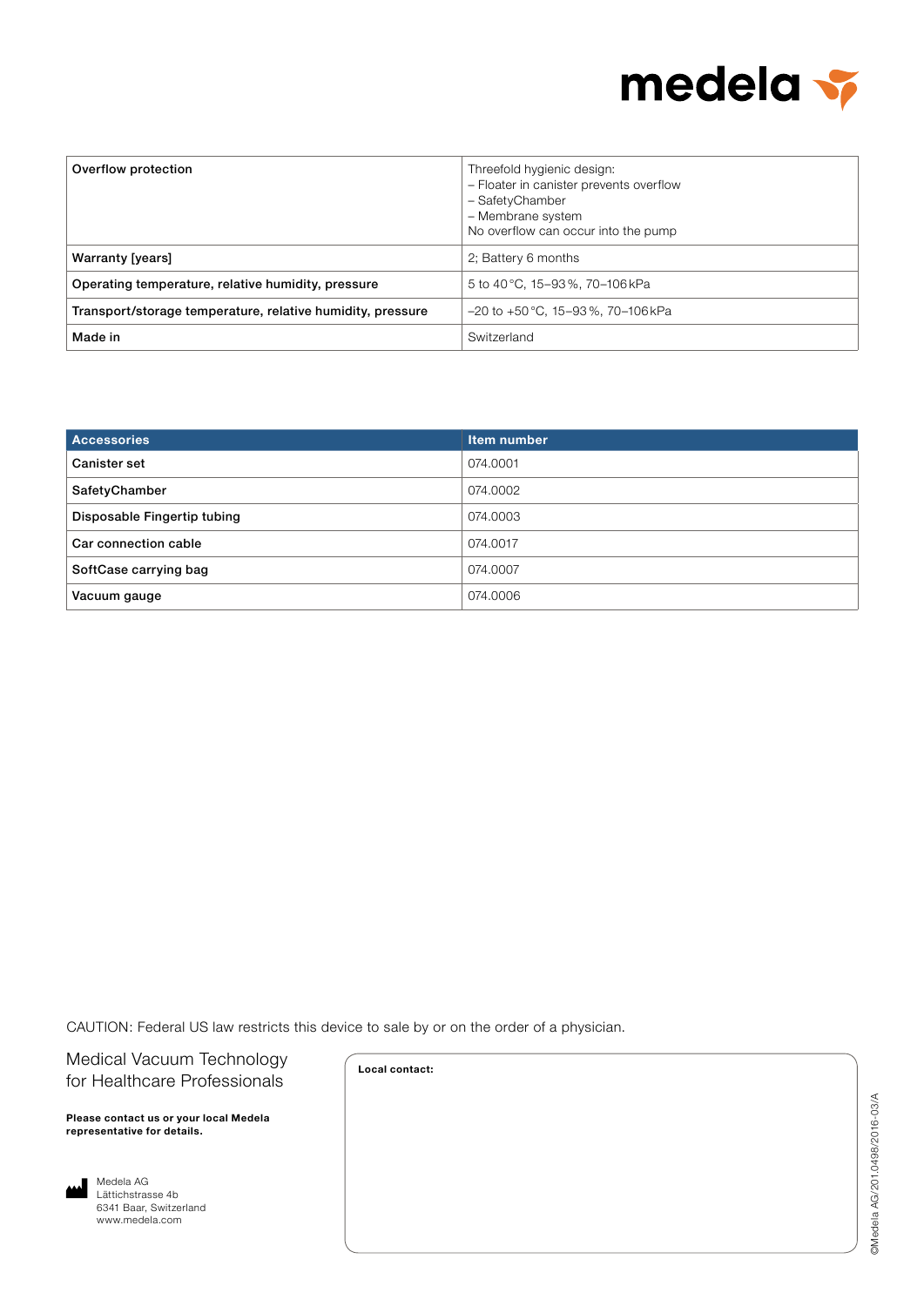| | |
|---|---|
| Overflow protection | Threefold hygienic design:<br>– Floater in canister prevents overflow<br>– SafetyChamber<br>– Membrane system<br>No overflow can occur into the pump |
| Warranty [years] | 2; Battery 6 months |
| Operating temperature, relative humidity, pressure | 5 to 40 °C, 15–93 %, 70–106 kPa |
| Transport/storage temperature, relative humidity, pressure | –20 to +50 °C, 15–93 %, 70–106 kPa |
| Made in | Switzerland |

| Accessories | Item number |
|---|---|
| Canister set | 074.0001 |
| SafetyChamber | 074.0002 |
| Disposable Fingertip tubing | 074.0003 |
| Car connection cable | 074.0017 |
| SoftCase carrying bag | 074.0007 |
| Vacuum gauge | 074.0006 |

CAUTION: Federal US law restricts this device to sale by or on the order of a physician.

Medical Vacuum Technology
for Healthcare Professionals

**Please contact us or your local Medela representative for details.**

Medela AG
Lättichstrasse 4b
6341 Baar, Switzerland
www.medela.com

**Local contact:**

©Medela AG/201.0498/2016-03/A